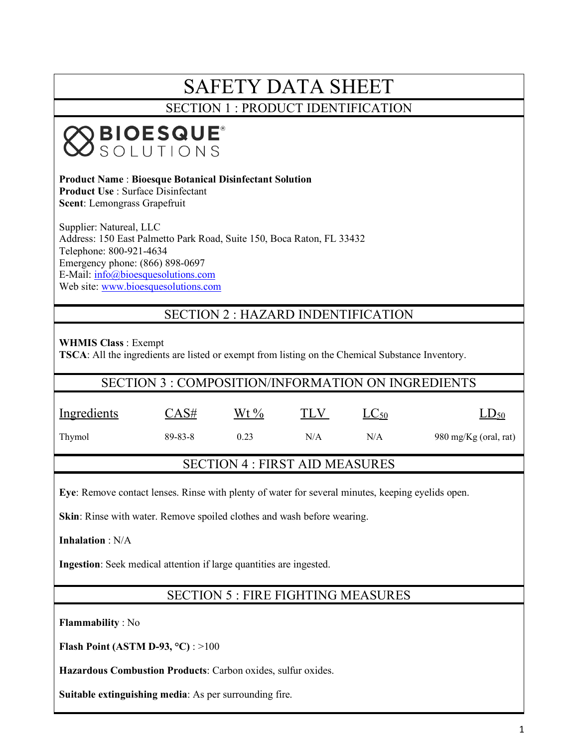# SAFETY DATA SHEET

## SECTION 1 : PRODUCT IDENTIFICATION

BIOESQUE® SOLUTIONS

**Product Name** : **Bioesque Botanical Disinfectant Solution**
**Product Use** : Surface Disinfectant
**Scent**: Lemongrass Grapefruit

Supplier: Natureal, LLC
Address: 150 East Palmetto Park Road, Suite 150, Boca Raton, FL 33432
Telephone: 800-921-4634
Emergency phone: (866) 898-0697
E-Mail: info@bioesquesolutions.com
Web site: www.bioesquesolutions.com

## SECTION 2 : HAZARD INDENTIFICATION

**WHMIS Class** : Exempt
**TSCA**: All the ingredients are listed or exempt from listing on the Chemical Substance Inventory.

## SECTION 3 : COMPOSITION/INFORMATION ON INGREDIENTS

| Ingredients | CAS# | Wt % | TLV | $LC_{50}$ | $LD_{50}$ |
|---|---|---|---|---|---|
| Thymol | 89-83-8 | 0.23 | N/A | N/A | 980 mg/Kg (oral, rat) |

## SECTION 4 : FIRST AID MEASURES

**Eye**: Remove contact lenses. Rinse with plenty of water for several minutes, keeping eyelids open.

**Skin**: Rinse with water. Remove spoiled clothes and wash before wearing.

**Inhalation** : N/A

**Ingestion**: Seek medical attention if large quantities are ingested.

## SECTION 5 : FIRE FIGHTING MEASURES

**Flammability** : No

**Flash Point (ASTM D-93, °C)** : >100

**Hazardous Combustion Products**: Carbon oxides, sulfur oxides.

**Suitable extinguishing media**: As per surrounding fire.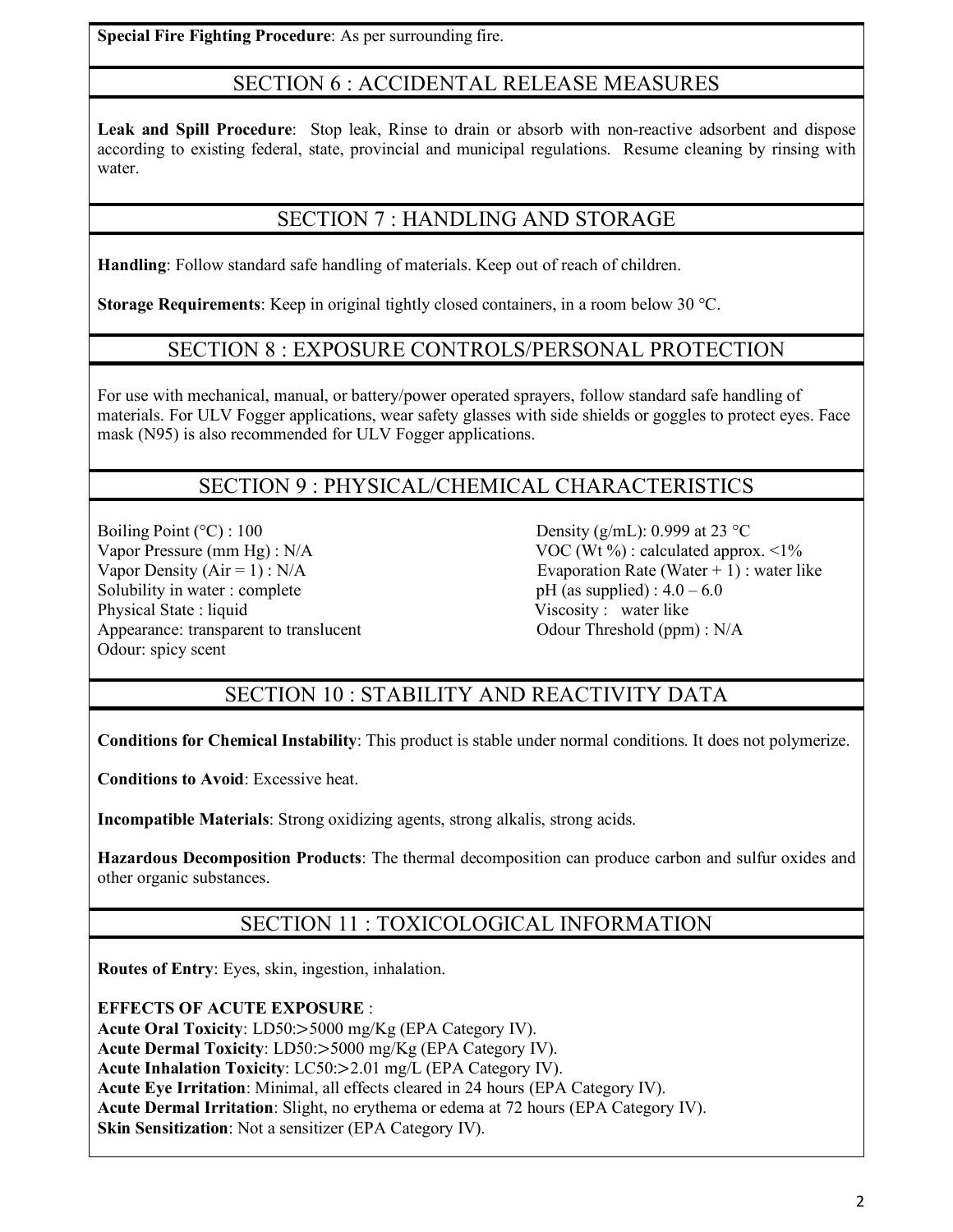**Special Fire Fighting Procedure**: As per surrounding fire.

## SECTION 6 : ACCIDENTAL RELEASE MEASURES

**Leak and Spill Procedure**: Stop leak, Rinse to drain or absorb with non-reactive adsorbent and dispose according to existing federal, state, provincial and municipal regulations. Resume cleaning by rinsing with water.

## SECTION 7 : HANDLING AND STORAGE

**Handling**: Follow standard safe handling of materials. Keep out of reach of children.

**Storage Requirements**: Keep in original tightly closed containers, in a room below 30 °C.

## SECTION 8 : EXPOSURE CONTROLS/PERSONAL PROTECTION

For use with mechanical, manual, or battery/power operated sprayers, follow standard safe handling of materials. For ULV Fogger applications, wear safety glasses with side shields or goggles to protect eyes. Face mask (N95) is also recommended for ULV Fogger applications.

## SECTION 9 : PHYSICAL/CHEMICAL CHARACTERISTICS

Boiling Point (°C) : 100
Vapor Pressure (mm Hg) : N/A
Vapor Density (Air = 1) : N/A
Solubility in water : complete
Physical State : liquid
Appearance: transparent to translucent
Odour: spicy scent

Density (g/mL): 0.999 at 23 °C
VOC (Wt %) : calculated approx. <1%
Evaporation Rate (Water + 1) : water like
pH (as supplied) : 4.0 – 6.0
Viscosity : water like
Odour Threshold (ppm) : N/A

## SECTION 10 : STABILITY AND REACTIVITY DATA

**Conditions for Chemical Instability**: This product is stable under normal conditions. It does not polymerize.

**Conditions to Avoid**: Excessive heat.

**Incompatible Materials**: Strong oxidizing agents, strong alkalis, strong acids.

**Hazardous Decomposition Products**: The thermal decomposition can produce carbon and sulfur oxides and other organic substances.

## SECTION 11 : TOXICOLOGICAL INFORMATION

**Routes of Entry**: Eyes, skin, ingestion, inhalation.

**EFFECTS OF ACUTE EXPOSURE** :
**Acute Oral Toxicity**: LD50:>5000 mg/Kg (EPA Category IV).
**Acute Dermal Toxicity**: LD50:>5000 mg/Kg (EPA Category IV).
**Acute Inhalation Toxicity**: LC50:>2.01 mg/L (EPA Category IV).
**Acute Eye Irritation**: Minimal, all effects cleared in 24 hours (EPA Category IV).
**Acute Dermal Irritation**: Slight, no erythema or edema at 72 hours (EPA Category IV).
**Skin Sensitization**: Not a sensitizer (EPA Category IV).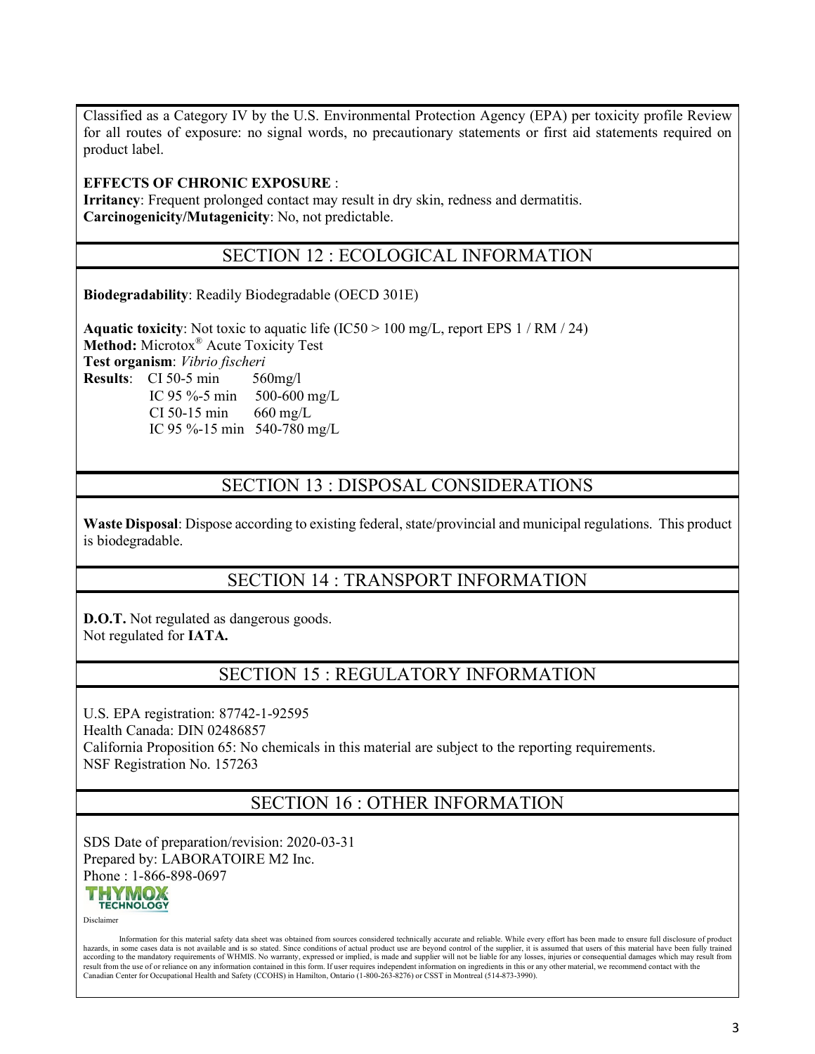Classified as a Category IV by the U.S. Environmental Protection Agency (EPA) per toxicity profile Review for all routes of exposure: no signal words, no precautionary statements or first aid statements required on product label.

**EFFECTS OF CHRONIC EXPOSURE** :
**Irritancy**: Frequent prolonged contact may result in dry skin, redness and dermatitis.
**Carcinogenicity/Mutagenicity**: No, not predictable.

## SECTION 12 : ECOLOGICAL INFORMATION

**Biodegradability**: Readily Biodegradable (OECD 301E)

**Aquatic toxicity**: Not toxic to aquatic life (IC50 > 100 mg/L, report EPS 1 / RM / 24)
**Method:** Microtox® Acute Toxicity Test
**Test organism**: *Vibrio fischeri*
**Results**:

| | |
|---|---|
| CI 50-5 min | 560mg/l |
| IC 95 %-5 min | 500-600 mg/L |
| CI 50-15 min | 660 mg/L |
| IC 95 %-15 min | 540-780 mg/L |

## SECTION 13 : DISPOSAL CONSIDERATIONS

**Waste Disposal**: Dispose according to existing federal, state/provincial and municipal regulations. This product is biodegradable.

## SECTION 14 : TRANSPORT INFORMATION

**D.O.T.** Not regulated as dangerous goods.
Not regulated for **IATA.**

## SECTION 15 : REGULATORY INFORMATION

U.S. EPA registration: 87742-1-92595
Health Canada: DIN 02486857
California Proposition 65: No chemicals in this material are subject to the reporting requirements.
NSF Registration No. 157263

## SECTION 16 : OTHER INFORMATION

SDS Date of preparation/revision: 2020-03-31
Prepared by: LABORATOIRE M2 Inc.
Phone : 1-866-898-0697

THYMOX TECHNOLOGY

Disclaimer

Information for this material safety data sheet was obtained from sources considered technically accurate and reliable. While every effort has been made to ensure full disclosure of product hazards, in some cases data is not available and is so stated. Since conditions of actual product use are beyond control of the supplier, it is assumed that users of this material have been fully trained according to the mandatory requirements of WHMIS. No warranty, expressed or implied, is made and supplier will not be liable for any losses, injuries or consequential damages which may result from result from the use of or reliance on any information contained in this form. If user requires independent information on ingredients in this or any other material, we recommend contact with the Canadian Center for Occupational Health and Safety (CCOHS) in Hamilton, Ontario (1-800-263-8276) or CSST in Montreal (514-873-3990).